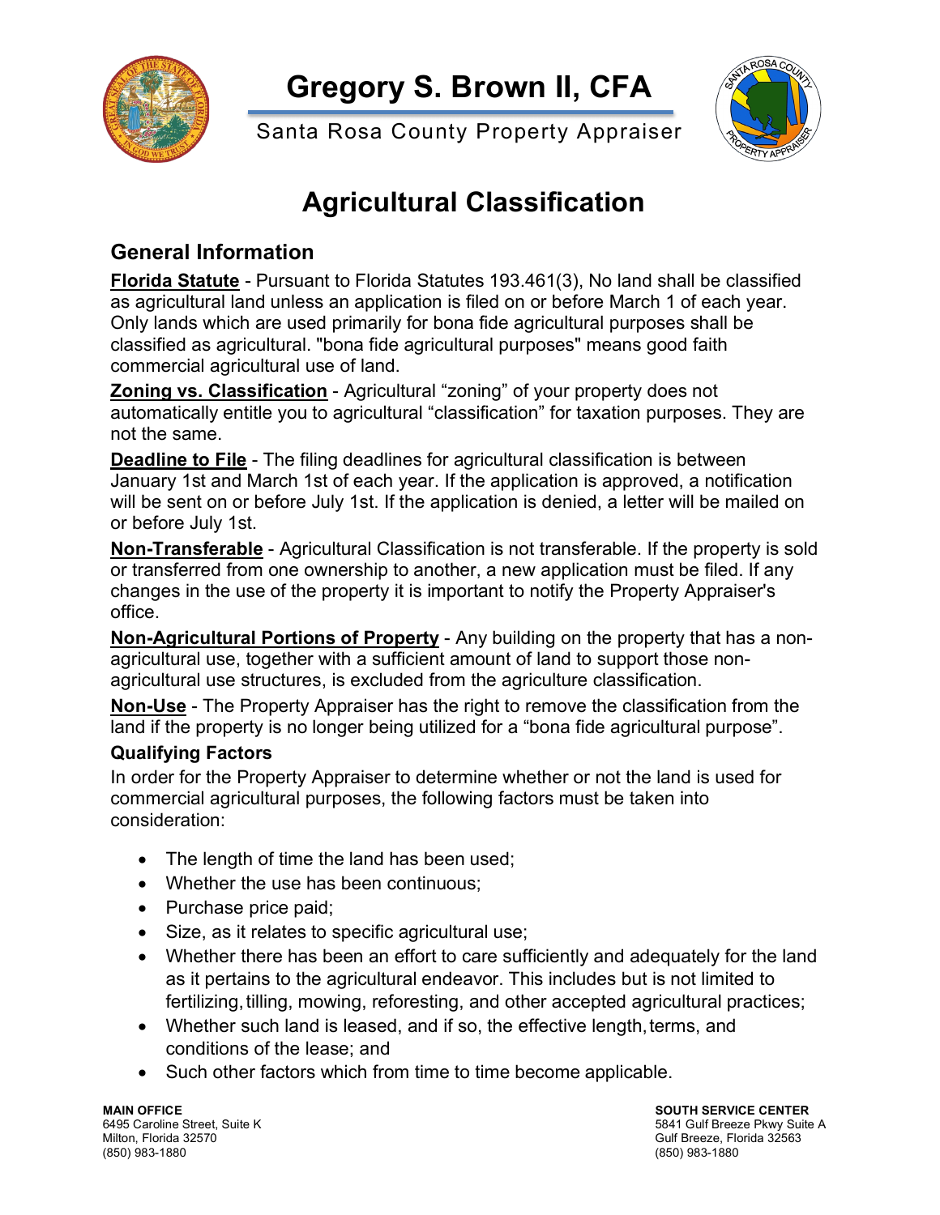# Gregory S. Brown II, CFA

Santa Rosa County Property Appraiser

# Agricultural Classification

## General Information

**Florida Statute** - Pursuant to Florida Statutes 193.461(3), No land shall be classified as agricultural land unless an application is filed on or before March 1 of each year. Only lands which are used primarily for bona fide agricultural purposes shall be classified as agricultural. "bona fide agricultural purposes" means good faith commercial agricultural use of land.

**Zoning vs. Classification** - Agricultural "zoning" of your property does not automatically entitle you to agricultural "classification" for taxation purposes. They are not the same.

**Deadline to File** - The filing deadlines for agricultural classification is between January 1st and March 1st of each year. If the application is approved, a notification will be sent on or before July 1st. If the application is denied, a letter will be mailed on or before July 1st.

**Non-Transferable** - Agricultural Classification is not transferable. If the property is sold or transferred from one ownership to another, a new application must be filed. If any changes in the use of the property it is important to notify the Property Appraiser's office.

**Non-Agricultural Portions of Property** - Any building on the property that has a non-agricultural use, together with a sufficient amount of land to support those non-agricultural use structures, is excluded from the agriculture classification.

**Non-Use** - The Property Appraiser has the right to remove the classification from the land if the property is no longer being utilized for a "bona fide agricultural purpose".

### Qualifying Factors

In order for the Property Appraiser to determine whether or not the land is used for commercial agricultural purposes, the following factors must be taken into consideration:

- The length of time the land has been used;
- Whether the use has been continuous;
- Purchase price paid;
- Size, as it relates to specific agricultural use;
- Whether there has been an effort to care sufficiently and adequately for the land as it pertains to the agricultural endeavor. This includes but is not limited to fertilizing, tilling, mowing, reforesting, and other accepted agricultural practices;
- Whether such land is leased, and if so, the effective length, terms, and conditions of the lease; and
- Such other factors which from time to time become applicable.

**MAIN OFFICE**
6495 Caroline Street, Suite K
Milton, Florida 32570
(850) 983-1880

**SOUTH SERVICE CENTER**
5841 Gulf Breeze Pkwy Suite A
Gulf Breeze, Florida 32563
(850) 983-1880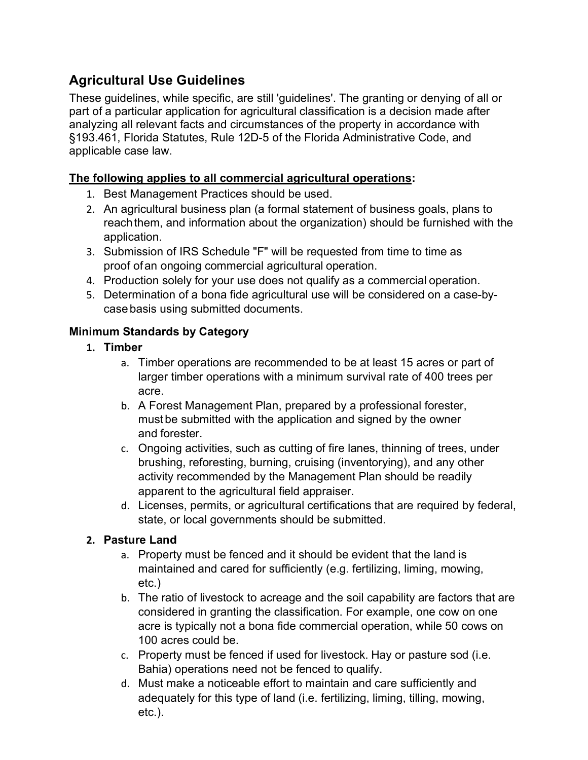## Agricultural Use Guidelines

These guidelines, while specific, are still 'guidelines'. The granting or denying of all or part of a particular application for agricultural classification is a decision made after analyzing all relevant facts and circumstances of the property in accordance with §193.461, Florida Statutes, Rule 12D-5 of the Florida Administrative Code, and applicable case law.

**The following applies to all commercial agricultural operations:**

1. Best Management Practices should be used.
2. An agricultural business plan (a formal statement of business goals, plans to reach them, and information about the organization) should be furnished with the application.
3. Submission of IRS Schedule "F" will be requested from time to time as proof of an ongoing commercial agricultural operation.
4. Production solely for your use does not qualify as a commercial operation.
5. Determination of a bona fide agricultural use will be considered on a case-by-case basis using submitted documents.

### Minimum Standards by Category

1. **Timber**
    a. Timber operations are recommended to be at least 15 acres or part of larger timber operations with a minimum survival rate of 400 trees per acre.
    b. A Forest Management Plan, prepared by a professional forester, must be submitted with the application and signed by the owner and forester.
    c. Ongoing activities, such as cutting of fire lanes, thinning of trees, under brushing, reforesting, burning, cruising (inventorying), and any other activity recommended by the Management Plan should be readily apparent to the agricultural field appraiser.
    d. Licenses, permits, or agricultural certifications that are required by federal, state, or local governments should be submitted.
2. **Pasture Land**
    a. Property must be fenced and it should be evident that the land is maintained and cared for sufficiently (e.g. fertilizing, liming, mowing, etc.)
    b. The ratio of livestock to acreage and the soil capability are factors that are considered in granting the classification. For example, one cow on one acre is typically not a bona fide commercial operation, while 50 cows on 100 acres could be.
    c. Property must be fenced if used for livestock. Hay or pasture sod (i.e. Bahia) operations need not be fenced to qualify.
    d. Must make a noticeable effort to maintain and care sufficiently and adequately for this type of land (i.e. fertilizing, liming, tilling, mowing, etc.).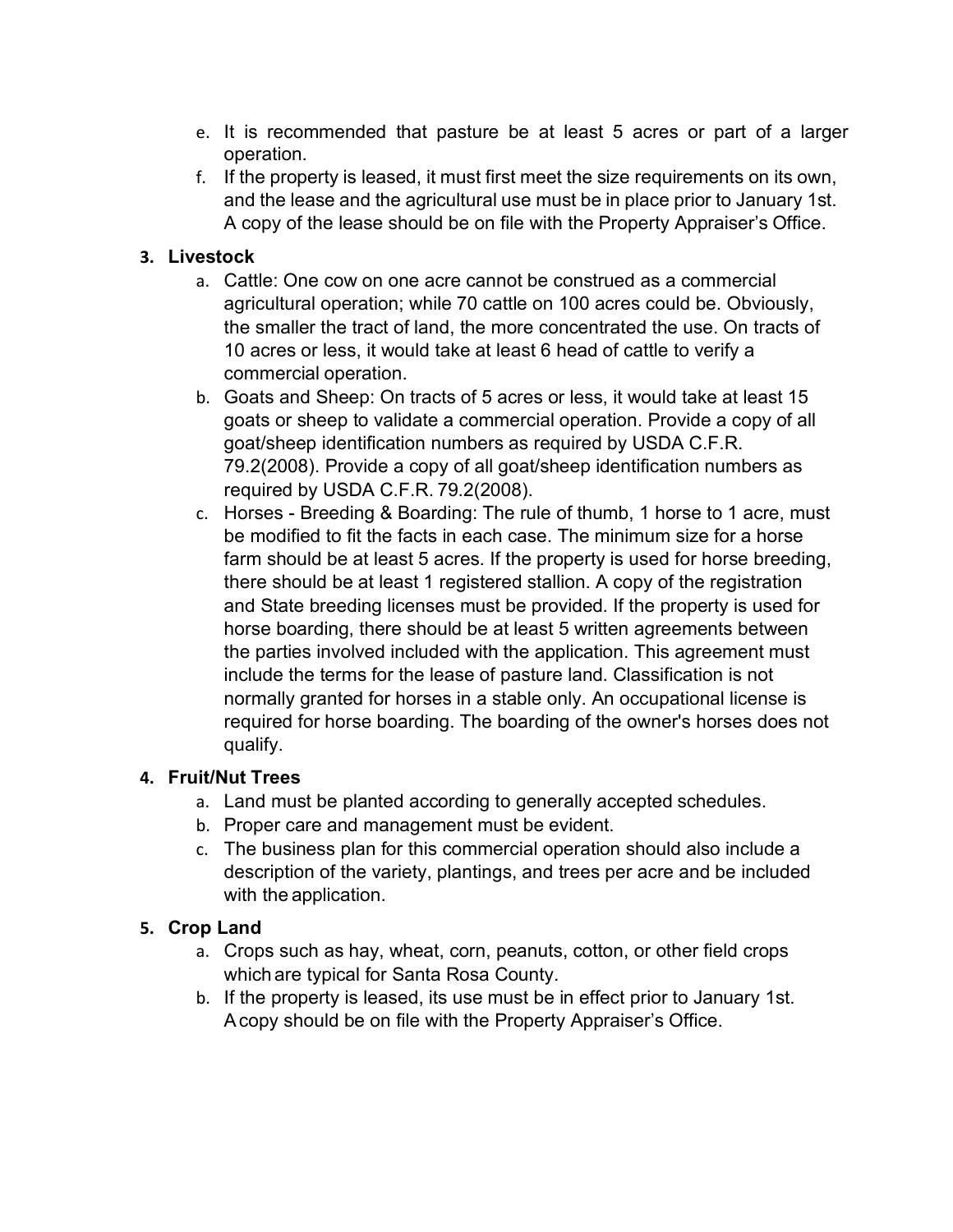e. It is recommended that pasture be at least 5 acres or part of a larger operation.
f. If the property is leased, it must first meet the size requirements on its own, and the lease and the agricultural use must be in place prior to January 1st. A copy of the lease should be on file with the Property Appraiser's Office.

3. **Livestock**
   a. Cattle: One cow on one acre cannot be construed as a commercial agricultural operation; while 70 cattle on 100 acres could be. Obviously, the smaller the tract of land, the more concentrated the use. On tracts of 10 acres or less, it would take at least 6 head of cattle to verify a commercial operation.
   b. Goats and Sheep: On tracts of 5 acres or less, it would take at least 15 goats or sheep to validate a commercial operation. Provide a copy of all goat/sheep identification numbers as required by USDA C.F.R. 79.2(2008). Provide a copy of all goat/sheep identification numbers as required by USDA C.F.R. 79.2(2008).
   c. Horses - Breeding & Boarding: The rule of thumb, 1 horse to 1 acre, must be modified to fit the facts in each case. The minimum size for a horse farm should be at least 5 acres. If the property is used for horse breeding, there should be at least 1 registered stallion. A copy of the registration and State breeding licenses must be provided. If the property is used for horse boarding, there should be at least 5 written agreements between the parties involved included with the application. This agreement must include the terms for the lease of pasture land. Classification is not normally granted for horses in a stable only. An occupational license is required for horse boarding. The boarding of the owner's horses does not qualify.

4. **Fruit/Nut Trees**
   a. Land must be planted according to generally accepted schedules.
   b. Proper care and management must be evident.
   c. The business plan for this commercial operation should also include a description of the variety, plantings, and trees per acre and be included with the application.

5. **Crop Land**
   a. Crops such as hay, wheat, corn, peanuts, cotton, or other field crops which are typical for Santa Rosa County.
   b. If the property is leased, its use must be in effect prior to January 1st. A copy should be on file with the Property Appraiser's Office.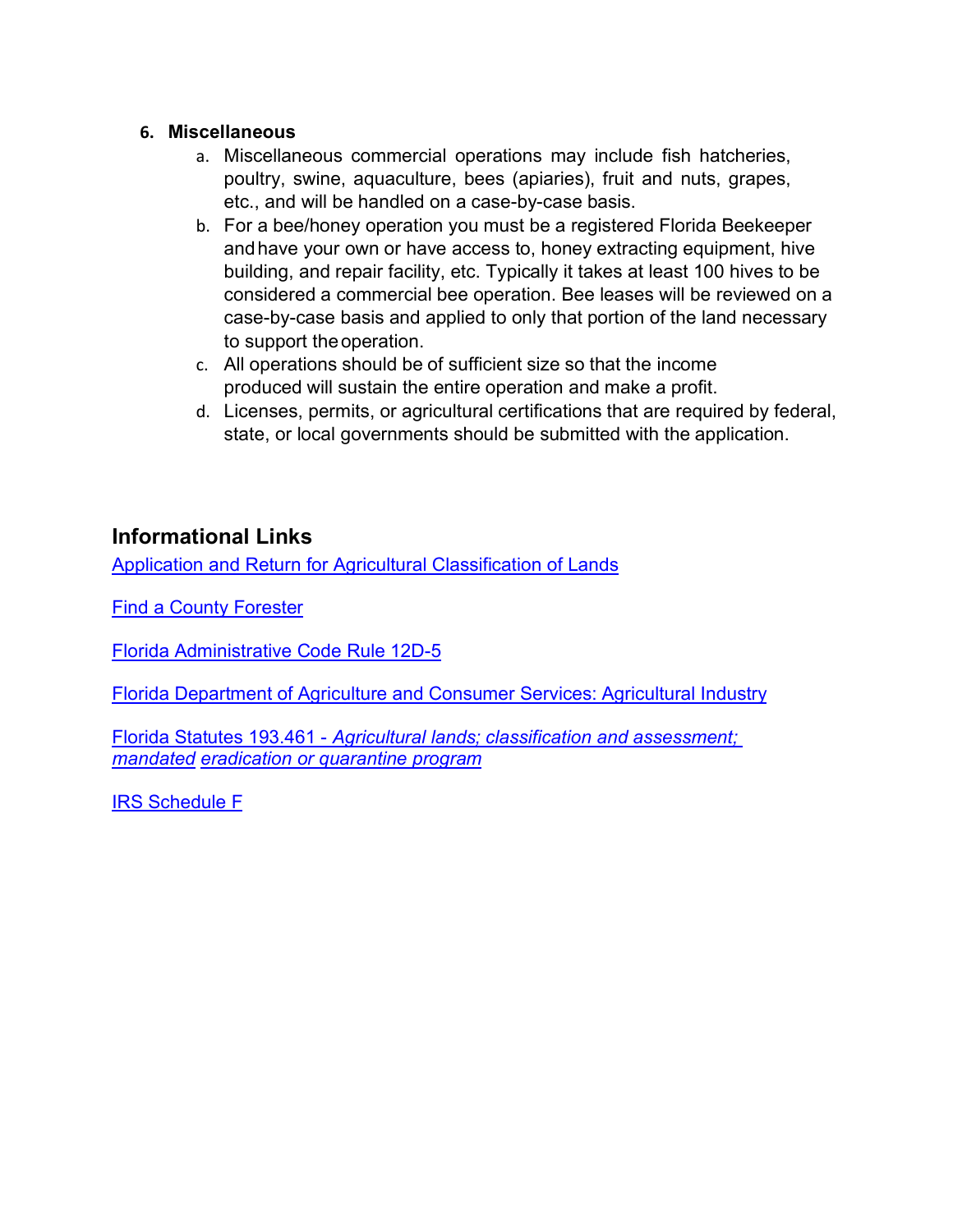6. **Miscellaneous**
    a. Miscellaneous commercial operations may include fish hatcheries, poultry, swine, aquaculture, bees (apiaries), fruit and nuts, grapes, etc., and will be handled on a case-by-case basis.
    b. For a bee/honey operation you must be a registered Florida Beekeeper and have your own or have access to, honey extracting equipment, hive building, and repair facility, etc. Typically it takes at least 100 hives to be considered a commercial bee operation. Bee leases will be reviewed on a case-by-case basis and applied to only that portion of the land necessary to support the operation.
    c. All operations should be of sufficient size so that the income produced will sustain the entire operation and make a profit.
    d. Licenses, permits, or agricultural certifications that are required by federal, state, or local governments should be submitted with the application.

## Informational Links

Application and Return for Agricultural Classification of Lands

Find a County Forester

Florida Administrative Code Rule 12D-5

Florida Department of Agriculture and Consumer Services: Agricultural Industry

Florida Statutes 193.461 - *Agricultural lands; classification and assessment; mandated eradication or quarantine program*

IRS Schedule F